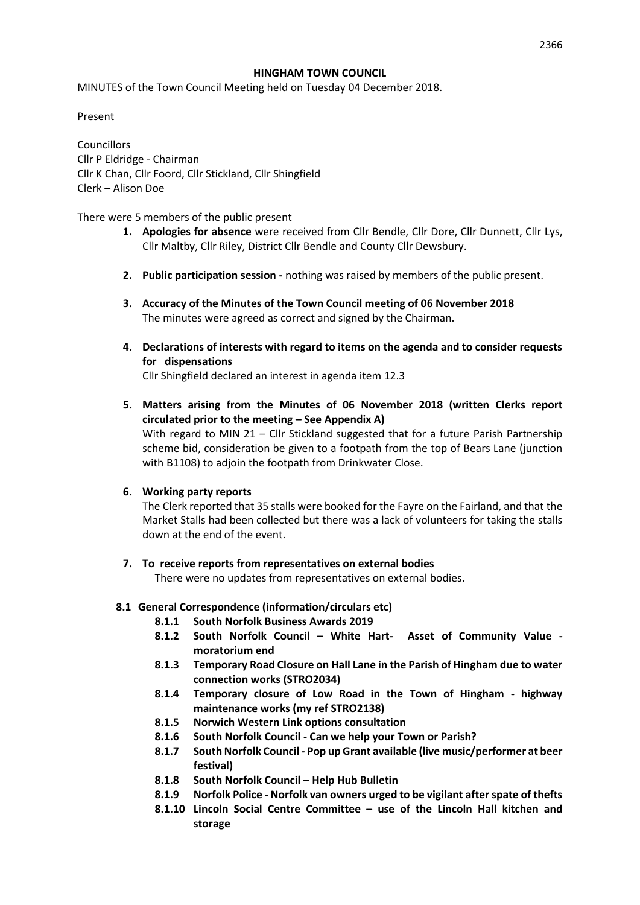**HINGHAM TOWN COUNCIL**

MINUTES of the Town Council Meeting held on Tuesday 04 December 2018.

Present

Councillors
Cllr P Eldridge - Chairman
Cllr K Chan, Cllr Foord, Cllr Stickland, Cllr Shingfield
Clerk – Alison Doe

There were 5 members of the public present

1. **Apologies for absence** were received from Cllr Bendle, Cllr Dore, Cllr Dunnett, Cllr Lys, Cllr Maltby, Cllr Riley, District Cllr Bendle and County Cllr Dewsbury.

2. **Public participation session -** nothing was raised by members of the public present.

3. **Accuracy of the Minutes of the Town Council meeting of 06 November 2018**
   The minutes were agreed as correct and signed by the Chairman.

4. **Declarations of interests with regard to items on the agenda and to consider requests for dispensations**
   Cllr Shingfield declared an interest in agenda item 12.3

5. **Matters arising from the Minutes of 06 November 2018 (written Clerks report circulated prior to the meeting – See Appendix A)**
   With regard to MIN 21 – Cllr Stickland suggested that for a future Parish Partnership scheme bid, consideration be given to a footpath from the top of Bears Lane (junction with B1108) to adjoin the footpath from Drinkwater Close.

6. **Working party reports**
   The Clerk reported that 35 stalls were booked for the Fayre on the Fairland, and that the Market Stalls had been collected but there was a lack of volunteers for taking the stalls down at the end of the event.

7. **To receive reports from representatives on external bodies**
   There were no updates from representatives on external bodies.

**8.1 General Correspondence (information/circulars etc)**

- **8.1.1 South Norfolk Business Awards 2019**
- **8.1.2 South Norfolk Council – White Hart- Asset of Community Value - moratorium end**
- **8.1.3 Temporary Road Closure on Hall Lane in the Parish of Hingham due to water connection works (STRO2034)**
- **8.1.4 Temporary closure of Low Road in the Town of Hingham - highway maintenance works (my ref STRO2138)**
- **8.1.5 Norwich Western Link options consultation**
- **8.1.6 South Norfolk Council - Can we help your Town or Parish?**
- **8.1.7 South Norfolk Council - Pop up Grant available (live music/performer at beer festival)**
- **8.1.8 South Norfolk Council – Help Hub Bulletin**
- **8.1.9 Norfolk Police - Norfolk van owners urged to be vigilant after spate of thefts**
- **8.1.10 Lincoln Social Centre Committee – use of the Lincoln Hall kitchen and storage**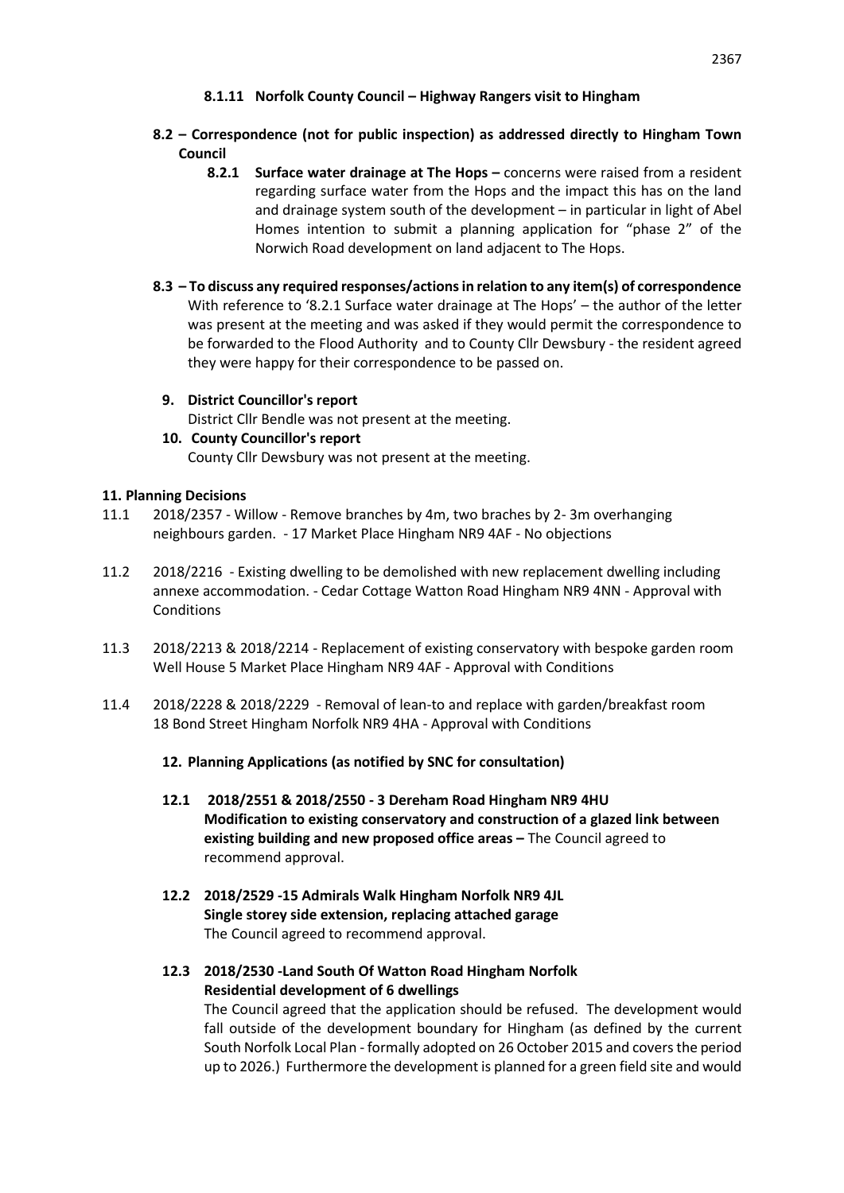**8.1.11 Norfolk County Council – Highway Rangers visit to Hingham**

**8.2 – Correspondence (not for public inspection) as addressed directly to Hingham Town Council**

**8.2.1 Surface water drainage at The Hops –** concerns were raised from a resident regarding surface water from the Hops and the impact this has on the land and drainage system south of the development – in particular in light of Abel Homes intention to submit a planning application for "phase 2" of the Norwich Road development on land adjacent to The Hops.

**8.3 – To discuss any required responses/actions in relation to any item(s) of correspondence**

With reference to '8.2.1 Surface water drainage at The Hops' – the author of the letter was present at the meeting and was asked if they would permit the correspondence to be forwarded to the Flood Authority and to County Cllr Dewsbury - the resident agreed they were happy for their correspondence to be passed on.

**9. District Councillor's report**

District Cllr Bendle was not present at the meeting.

**10. County Councillor's report**

County Cllr Dewsbury was not present at the meeting.

**11. Planning Decisions**

11.1 2018/2357 - Willow - Remove branches by 4m, two braches by 2- 3m overhanging neighbours garden. - 17 Market Place Hingham NR9 4AF - No objections

11.2 2018/2216 - Existing dwelling to be demolished with new replacement dwelling including annexe accommodation. - Cedar Cottage Watton Road Hingham NR9 4NN - Approval with Conditions

11.3 2018/2213 & 2018/2214 - Replacement of existing conservatory with bespoke garden room Well House 5 Market Place Hingham NR9 4AF - Approval with Conditions

11.4 2018/2228 & 2018/2229 - Removal of lean-to and replace with garden/breakfast room 18 Bond Street Hingham Norfolk NR9 4HA - Approval with Conditions

**12. Planning Applications (as notified by SNC for consultation)**

**12.1 2018/2551 & 2018/2550 - 3 Dereham Road Hingham NR9 4HU**
**Modification to existing conservatory and construction of a glazed link between existing building and new proposed office areas –** The Council agreed to recommend approval.

**12.2 2018/2529 -15 Admirals Walk Hingham Norfolk NR9 4JL**
**Single storey side extension, replacing attached garage**
The Council agreed to recommend approval.

**12.3 2018/2530 -Land South Of Watton Road Hingham Norfolk**
**Residential development of 6 dwellings**
The Council agreed that the application should be refused. The development would fall outside of the development boundary for Hingham (as defined by the current South Norfolk Local Plan - formally adopted on 26 October 2015 and covers the period up to 2026.) Furthermore the development is planned for a green field site and would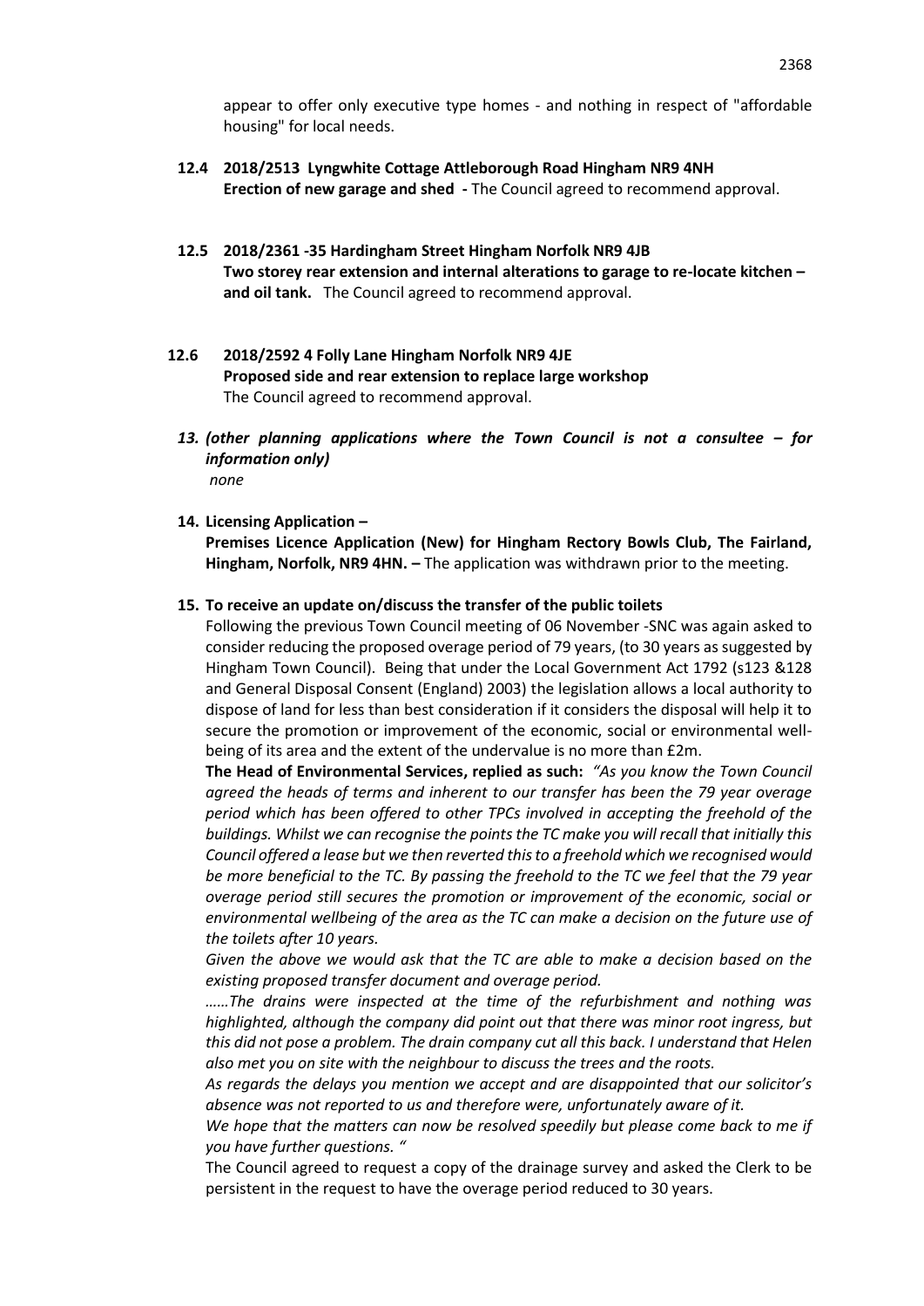appear to offer only executive type homes - and nothing in respect of "affordable housing" for local needs.

**12.4 2018/2513 Lyngwhite Cottage Attleborough Road Hingham NR9 4NH**
**Erection of new garage and shed -** The Council agreed to recommend approval.

**12.5 2018/2361 -35 Hardingham Street Hingham Norfolk NR9 4JB**
**Two storey rear extension and internal alterations to garage to re-locate kitchen – and oil tank.** The Council agreed to recommend approval.

**12.6 2018/2592 4 Folly Lane Hingham Norfolk NR9 4JE**
**Proposed side and rear extension to replace large workshop**
The Council agreed to recommend approval.

***13. (other planning applications where the Town Council is not a consultee – for information only)***
*none*

**14. Licensing Application –**
**Premises Licence Application (New) for Hingham Rectory Bowls Club, The Fairland, Hingham, Norfolk, NR9 4HN. –** The application was withdrawn prior to the meeting.

**15. To receive an update on/discuss the transfer of the public toilets**

Following the previous Town Council meeting of 06 November -SNC was again asked to consider reducing the proposed overage period of 79 years, (to 30 years as suggested by Hingham Town Council). Being that under the Local Government Act 1792 (s123 &128 and General Disposal Consent (England) 2003) the legislation allows a local authority to dispose of land for less than best consideration if it considers the disposal will help it to secure the promotion or improvement of the economic, social or environmental well-being of its area and the extent of the undervalue is no more than £2m.

**The Head of Environmental Services, replied as such:** *"As you know the Town Council agreed the heads of terms and inherent to our transfer has been the 79 year overage period which has been offered to other TPCs involved in accepting the freehold of the buildings. Whilst we can recognise the points the TC make you will recall that initially this Council offered a lease but we then reverted this to a freehold which we recognised would be more beneficial to the TC. By passing the freehold to the TC we feel that the 79 year overage period still secures the promotion or improvement of the economic, social or environmental wellbeing of the area as the TC can make a decision on the future use of the toilets after 10 years.*

*Given the above we would ask that the TC are able to make a decision based on the existing proposed transfer document and overage period.*

*……The drains were inspected at the time of the refurbishment and nothing was highlighted, although the company did point out that there was minor root ingress, but this did not pose a problem. The drain company cut all this back. I understand that Helen also met you on site with the neighbour to discuss the trees and the roots.*

*As regards the delays you mention we accept and are disappointed that our solicitor's absence was not reported to us and therefore were, unfortunately aware of it.*

*We hope that the matters can now be resolved speedily but please come back to me if you have further questions. "*

The Council agreed to request a copy of the drainage survey and asked the Clerk to be persistent in the request to have the overage period reduced to 30 years.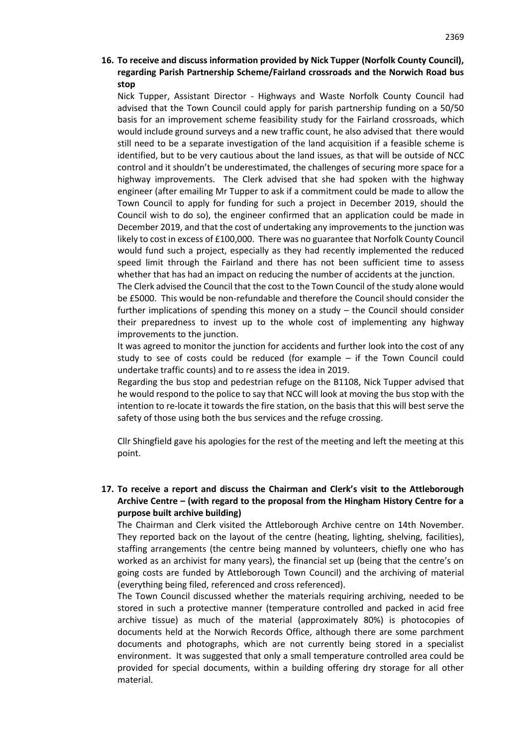**16. To receive and discuss information provided by Nick Tupper (Norfolk County Council), regarding Parish Partnership Scheme/Fairland crossroads and the Norwich Road bus stop**

Nick Tupper, Assistant Director - Highways and Waste Norfolk County Council had advised that the Town Council could apply for parish partnership funding on a 50/50 basis for an improvement scheme feasibility study for the Fairland crossroads, which would include ground surveys and a new traffic count, he also advised that there would still need to be a separate investigation of the land acquisition if a feasible scheme is identified, but to be very cautious about the land issues, as that will be outside of NCC control and it shouldn't be underestimated, the challenges of securing more space for a highway improvements. The Clerk advised that she had spoken with the highway engineer (after emailing Mr Tupper to ask if a commitment could be made to allow the Town Council to apply for funding for such a project in December 2019, should the Council wish to do so), the engineer confirmed that an application could be made in December 2019, and that the cost of undertaking any improvements to the junction was likely to cost in excess of £100,000. There was no guarantee that Norfolk County Council would fund such a project, especially as they had recently implemented the reduced speed limit through the Fairland and there has not been sufficient time to assess whether that has had an impact on reducing the number of accidents at the junction.

The Clerk advised the Council that the cost to the Town Council of the study alone would be £5000. This would be non-refundable and therefore the Council should consider the further implications of spending this money on a study – the Council should consider their preparedness to invest up to the whole cost of implementing any highway improvements to the junction.

It was agreed to monitor the junction for accidents and further look into the cost of any study to see of costs could be reduced (for example – if the Town Council could undertake traffic counts) and to re assess the idea in 2019.

Regarding the bus stop and pedestrian refuge on the B1108, Nick Tupper advised that he would respond to the police to say that NCC will look at moving the bus stop with the intention to re-locate it towards the fire station, on the basis that this will best serve the safety of those using both the bus services and the refuge crossing.

Cllr Shingfield gave his apologies for the rest of the meeting and left the meeting at this point.

**17. To receive a report and discuss the Chairman and Clerk's visit to the Attleborough Archive Centre – (with regard to the proposal from the Hingham History Centre for a purpose built archive building)**

The Chairman and Clerk visited the Attleborough Archive centre on 14th November. They reported back on the layout of the centre (heating, lighting, shelving, facilities), staffing arrangements (the centre being manned by volunteers, chiefly one who has worked as an archivist for many years), the financial set up (being that the centre's on going costs are funded by Attleborough Town Council) and the archiving of material (everything being filed, referenced and cross referenced).

The Town Council discussed whether the materials requiring archiving, needed to be stored in such a protective manner (temperature controlled and packed in acid free archive tissue) as much of the material (approximately 80%) is photocopies of documents held at the Norwich Records Office, although there are some parchment documents and photographs, which are not currently being stored in a specialist environment. It was suggested that only a small temperature controlled area could be provided for special documents, within a building offering dry storage for all other material.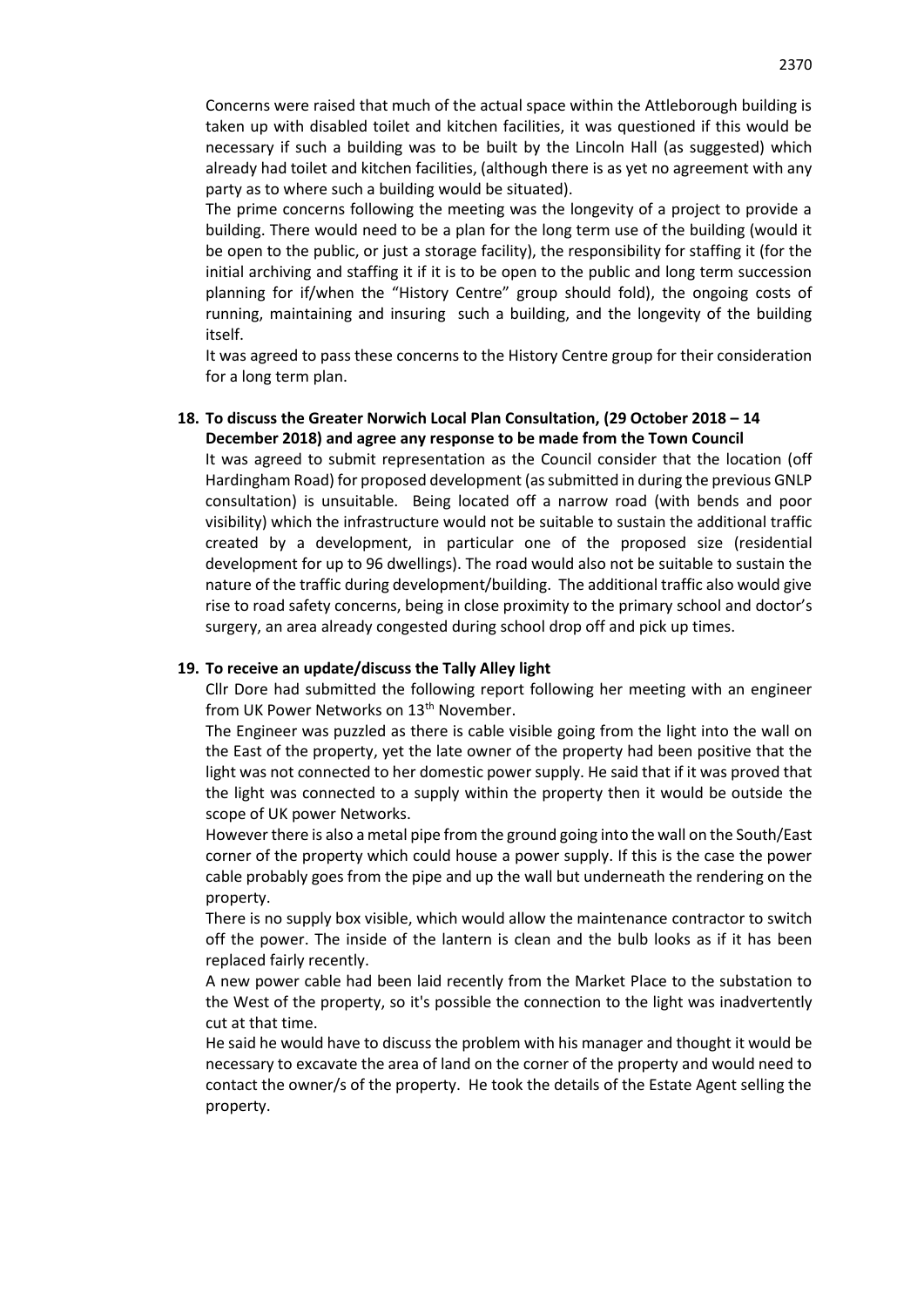Concerns were raised that much of the actual space within the Attleborough building is taken up with disabled toilet and kitchen facilities, it was questioned if this would be necessary if such a building was to be built by the Lincoln Hall (as suggested) which already had toilet and kitchen facilities, (although there is as yet no agreement with any party as to where such a building would be situated).

The prime concerns following the meeting was the longevity of a project to provide a building. There would need to be a plan for the long term use of the building (would it be open to the public, or just a storage facility), the responsibility for staffing it (for the initial archiving and staffing it if it is to be open to the public and long term succession planning for if/when the "History Centre" group should fold), the ongoing costs of running, maintaining and insuring such a building, and the longevity of the building itself.

It was agreed to pass these concerns to the History Centre group for their consideration for a long term plan.

**18. To discuss the Greater Norwich Local Plan Consultation, (29 October 2018 – 14 December 2018) and agree any response to be made from the Town Council**

It was agreed to submit representation as the Council consider that the location (off Hardingham Road) for proposed development (as submitted in during the previous GNLP consultation) is unsuitable. Being located off a narrow road (with bends and poor visibility) which the infrastructure would not be suitable to sustain the additional traffic created by a development, in particular one of the proposed size (residential development for up to 96 dwellings). The road would also not be suitable to sustain the nature of the traffic during development/building. The additional traffic also would give rise to road safety concerns, being in close proximity to the primary school and doctor's surgery, an area already congested during school drop off and pick up times.

**19. To receive an update/discuss the Tally Alley light**

Cllr Dore had submitted the following report following her meeting with an engineer from UK Power Networks on 13th November.

The Engineer was puzzled as there is cable visible going from the light into the wall on the East of the property, yet the late owner of the property had been positive that the light was not connected to her domestic power supply. He said that if it was proved that the light was connected to a supply within the property then it would be outside the scope of UK power Networks.

However there is also a metal pipe from the ground going into the wall on the South/East corner of the property which could house a power supply. If this is the case the power cable probably goes from the pipe and up the wall but underneath the rendering on the property.

There is no supply box visible, which would allow the maintenance contractor to switch off the power. The inside of the lantern is clean and the bulb looks as if it has been replaced fairly recently.

A new power cable had been laid recently from the Market Place to the substation to the West of the property, so it's possible the connection to the light was inadvertently cut at that time.

He said he would have to discuss the problem with his manager and thought it would be necessary to excavate the area of land on the corner of the property and would need to contact the owner/s of the property. He took the details of the Estate Agent selling the property.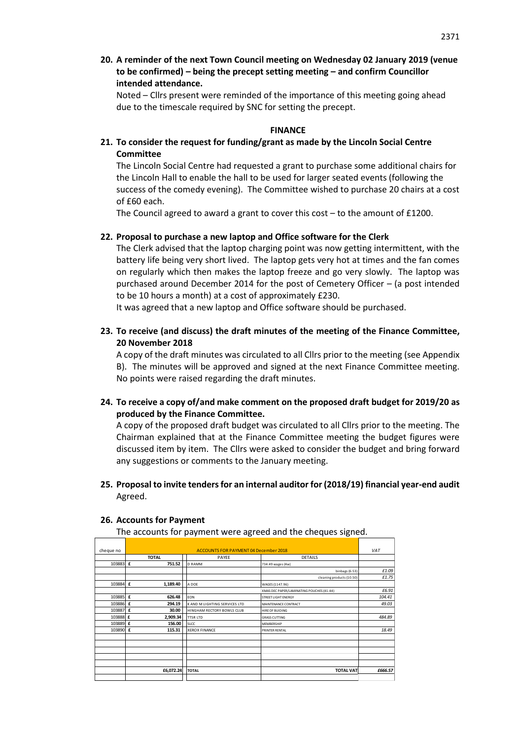**20. A reminder of the next Town Council meeting on Wednesday 02 January 2019 (venue to be confirmed) – being the precept setting meeting – and confirm Councillor intended attendance.**

Noted – Cllrs present were reminded of the importance of this meeting going ahead due to the timescale required by SNC for setting the precept.

## FINANCE

**21. To consider the request for funding/grant as made by the Lincoln Social Centre Committee**

The Lincoln Social Centre had requested a grant to purchase some additional chairs for the Lincoln Hall to enable the hall to be used for larger seated events (following the success of the comedy evening). The Committee wished to purchase 20 chairs at a cost of £60 each.

The Council agreed to award a grant to cover this cost – to the amount of £1200.

**22. Proposal to purchase a new laptop and Office software for the Clerk**

The Clerk advised that the laptop charging point was now getting intermittent, with the battery life being very short lived. The laptop gets very hot at times and the fan comes on regularly which then makes the laptop freeze and go very slowly. The laptop was purchased around December 2014 for the post of Cemetery Officer – (a post intended to be 10 hours a month) at a cost of approximately £230.

It was agreed that a new laptop and Office software should be purchased.

**23. To receive (and discuss) the draft minutes of the meeting of the Finance Committee, 20 November 2018**

A copy of the draft minutes was circulated to all Cllrs prior to the meeting (see Appendix B). The minutes will be approved and signed at the next Finance Committee meeting. No points were raised regarding the draft minutes.

**24. To receive a copy of/and make comment on the proposed draft budget for 2019/20 as produced by the Finance Committee.**

A copy of the proposed draft budget was circulated to all Cllrs prior to the meeting. The Chairman explained that at the Finance Committee meeting the budget figures were discussed item by item. The Cllrs were asked to consider the budget and bring forward any suggestions or comments to the January meeting.

**25. Proposal to invite tenders for an internal auditor for (2018/19) financial year-end audit**

Agreed.

**26. Accounts for Payment**

The accounts for payment were agreed and the cheques signed.

| cheque no | ACCOUNTS FOR PAYMENT 04 December 2018 | | | VAT |
|---|---|---|---|---|
| | TOTAL | PAYEE | DETAILS | |
| 103883 | £ 751.52 | D RAMM | 734.49 wages (4w) | |
| | | | binbags (6.53) | £1.09 |
| | | | cleaning products (10.50) | £1.75 |
| 103884 | £ 1,189.40 | A DOE | WAGES (1147.96) | |
| | | | XMAS DEC PAPER/LAMINATING POUCHES (41.44) | £6.91 |
| 103885 | £ 626.48 | EON | STREET LIGHT ENERGY | 104.41 |
| 103886 | £ 294.19 | K AND M LIGHTING SERVICES LTD | MAINTENANCE CONTRACT | 49.03 |
| 103887 | £ 30.00 | HINGHAM RECTORY BOWLS CLUB | HIRE OF BUIDING | |
| 103888 | £ 2,909.34 | TTSR LTD | GRASS CUTTING | 484.89 |
| 103889 | £ 156.00 | SLCC | MEMBERSHIP | |
| 103890 | £ 115.31 | XEROX FINANCE | PRINTER RENTAL | 18.49 |
| | £6,072.24 | TOTAL | TOTAL VAT | £666.57 |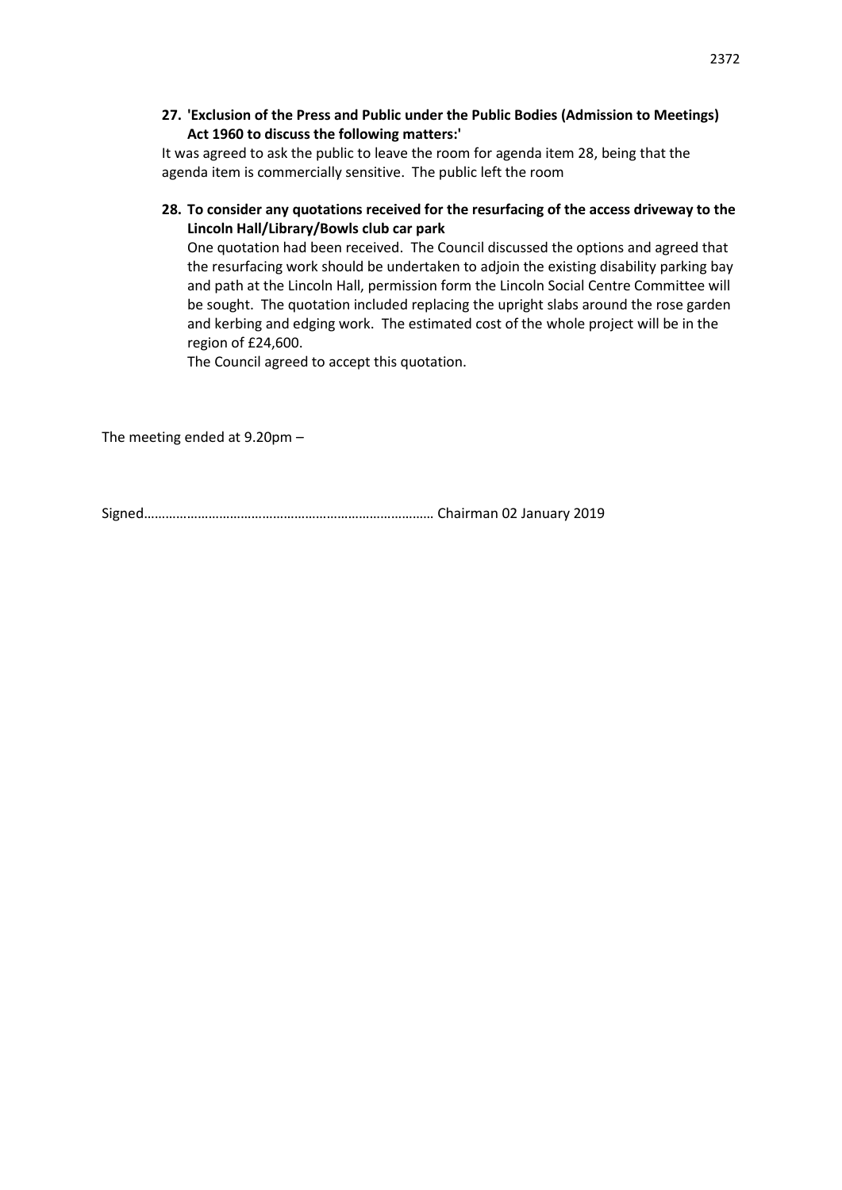**27. 'Exclusion of the Press and Public under the Public Bodies (Admission to Meetings) Act 1960 to discuss the following matters:'**

It was agreed to ask the public to leave the room for agenda item 28, being that the agenda item is commercially sensitive. The public left the room

**28. To consider any quotations received for the resurfacing of the access driveway to the Lincoln Hall/Library/Bowls club car park**

One quotation had been received. The Council discussed the options and agreed that the resurfacing work should be undertaken to adjoin the existing disability parking bay and path at the Lincoln Hall, permission form the Lincoln Social Centre Committee will be sought. The quotation included replacing the upright slabs around the rose garden and kerbing and edging work. The estimated cost of the whole project will be in the region of £24,600.

The Council agreed to accept this quotation.

The meeting ended at 9.20pm –

Signed……………………………………………………………………… Chairman 02 January 2019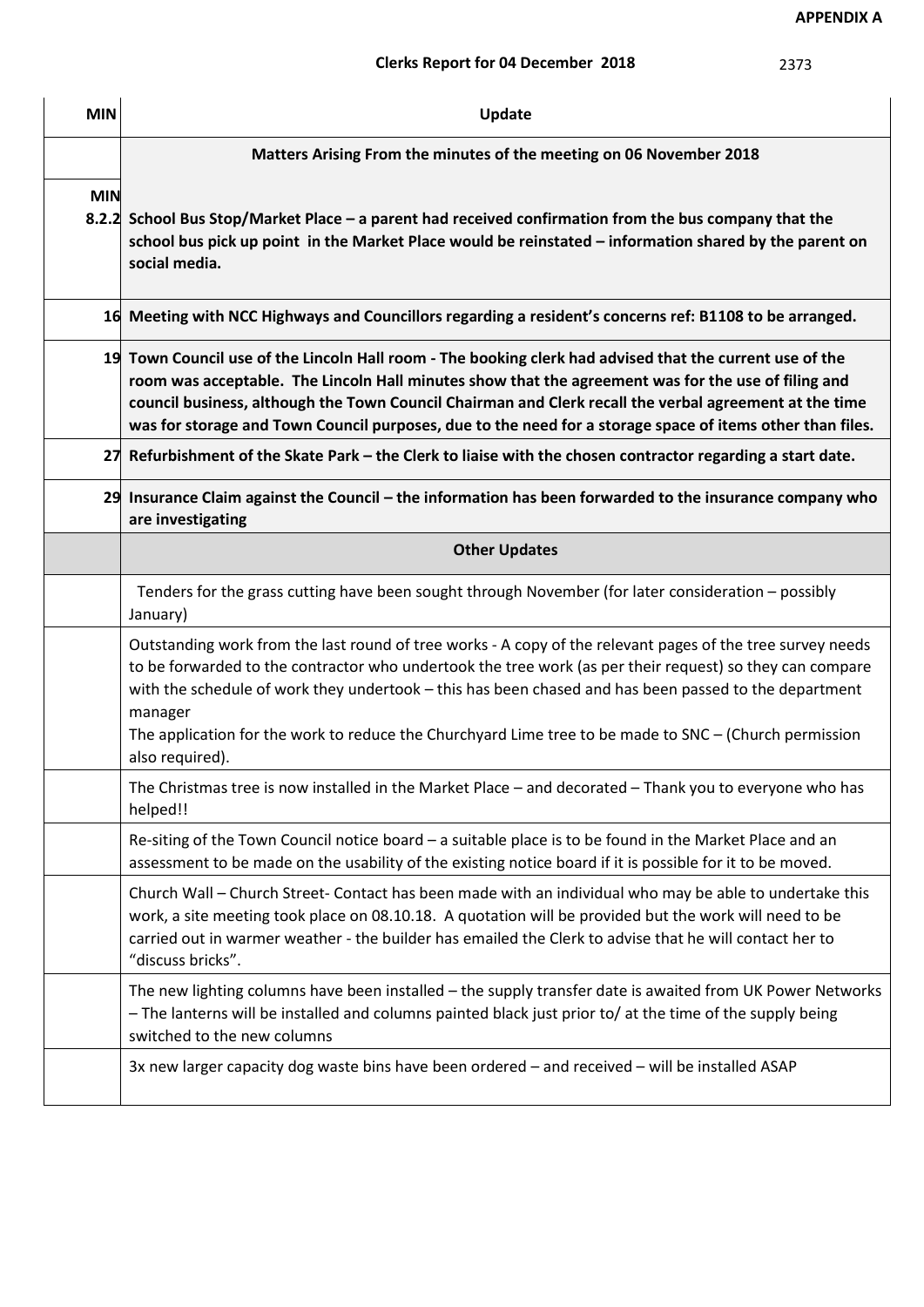**APPENDIX A**

**Clerks Report for 04 December 2018** 2373

| MIN | Update |
|---|---|
| | **Matters Arising From the minutes of the meeting on 06 November 2018** |
| **MIN 8.2.2** | **School Bus Stop/Market Place – a parent had received confirmation from the bus company that the school bus pick up point in the Market Place would be reinstated – information shared by the parent on social media.** |
| **16** | **Meeting with NCC Highways and Councillors regarding a resident's concerns ref: B1108 to be arranged.** |
| **19** | **Town Council use of the Lincoln Hall room - The booking clerk had advised that the current use of the room was acceptable. The Lincoln Hall minutes show that the agreement was for the use of filing and council business, although the Town Council Chairman and Clerk recall the verbal agreement at the time was for storage and Town Council purposes, due to the need for a storage space of items other than files.** |
| **27** | **Refurbishment of the Skate Park – the Clerk to liaise with the chosen contractor regarding a start date.** |
| **29** | **Insurance Claim against the Council – the information has been forwarded to the insurance company who are investigating** |
| | **Other Updates** |
| | Tenders for the grass cutting have been sought through November (for later consideration – possibly January) |
| | Outstanding work from the last round of tree works - A copy of the relevant pages of the tree survey needs to be forwarded to the contractor who undertook the tree work (as per their request) so they can compare with the schedule of work they undertook – this has been chased and has been passed to the department manager<br>The application for the work to reduce the Churchyard Lime tree to be made to SNC – (Church permission also required). |
| | The Christmas tree is now installed in the Market Place – and decorated – Thank you to everyone who has helped!! |
| | Re-siting of the Town Council notice board – a suitable place is to be found in the Market Place and an assessment to be made on the usability of the existing notice board if it is possible for it to be moved. |
| | Church Wall – Church Street- Contact has been made with an individual who may be able to undertake this work, a site meeting took place on 08.10.18. A quotation will be provided but the work will need to be carried out in warmer weather - the builder has emailed the Clerk to advise that he will contact her to "discuss bricks". |
| | The new lighting columns have been installed – the supply transfer date is awaited from UK Power Networks – The lanterns will be installed and columns painted black just prior to/ at the time of the supply being switched to the new columns |
| | 3x new larger capacity dog waste bins have been ordered – and received – will be installed ASAP |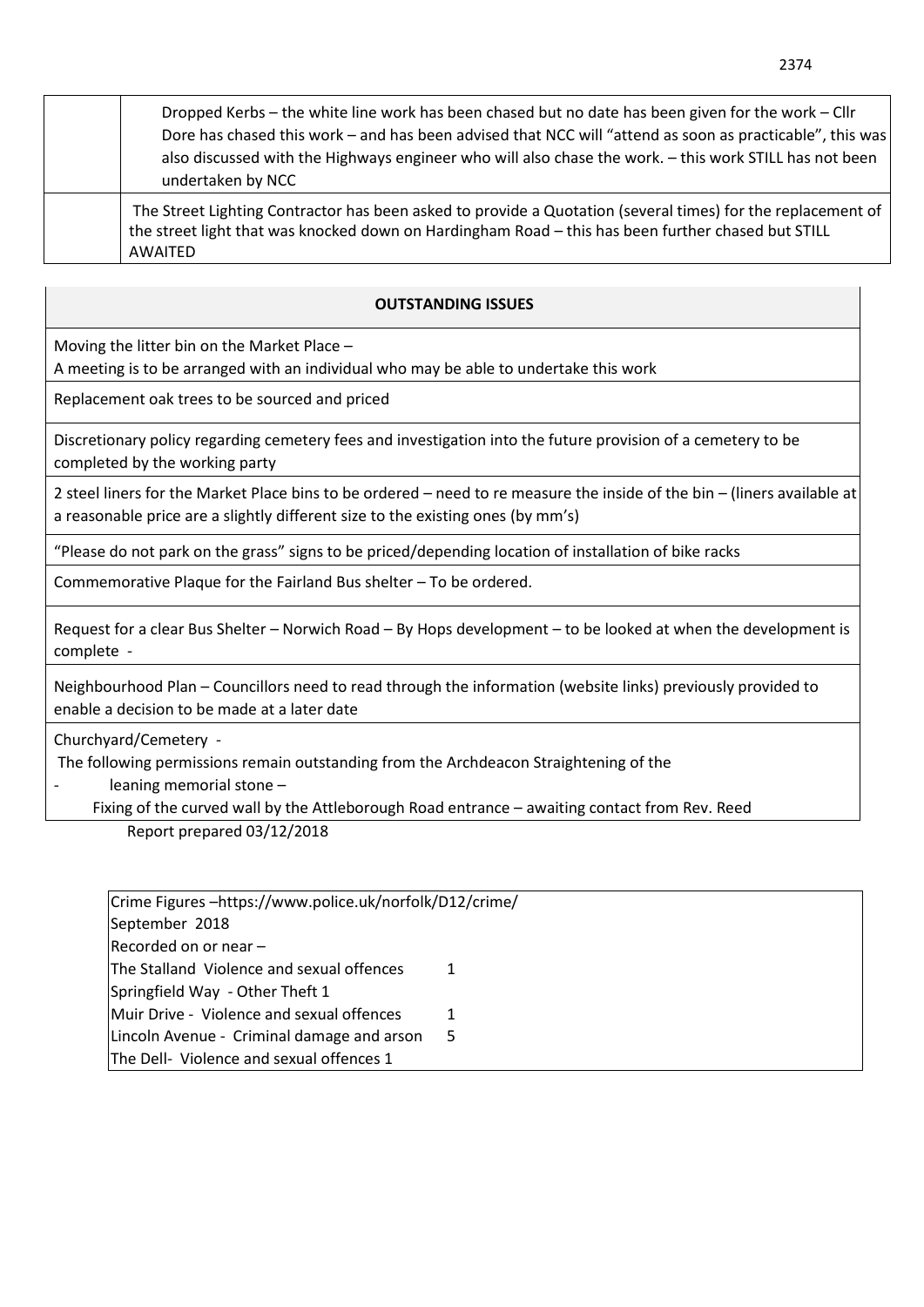| | |
|---|---|
| | Dropped Kerbs – the white line work has been chased but no date has been given for the work – Cllr Dore has chased this work – and has been advised that NCC will "attend as soon as practicable", this was also discussed with the Highways engineer who will also chase the work. – this work STILL has not been undertaken by NCC |
| | The Street Lighting Contractor has been asked to provide a Quotation (several times) for the replacement of the street light that was knocked down on Hardingham Road – this has been further chased but STILL AWAITED |

| **OUTSTANDING ISSUES** |
|---|
| Moving the litter bin on the Market Place – A meeting is to be arranged with an individual who may be able to undertake this work |
| Replacement oak trees to be sourced and priced |
| Discretionary policy regarding cemetery fees and investigation into the future provision of a cemetery to be completed by the working party |
| 2 steel liners for the Market Place bins to be ordered – need to re measure the inside of the bin – (liners available at a reasonable price are a slightly different size to the existing ones (by mm's) |
| "Please do not park on the grass" signs to be priced/depending location of installation of bike racks |
| Commemorative Plaque for the Fairland Bus shelter – To be ordered. |
| Request for a clear Bus Shelter – Norwich Road – By Hops development – to be looked at when the development is complete - |
| Neighbourhood Plan – Councillors need to read through the information (website links) previously provided to enable a decision to be made at a later date |
| Churchyard/Cemetery - The following permissions remain outstanding from the Archdeacon Straightening of the - leaning memorial stone – Fixing of the curved wall by the Attleborough Road entrance – awaiting contact from Rev. Reed |

Report prepared 03/12/2018

| | |
|---|---|
| Crime Figures –https://www.police.uk/norfolk/D12/crime/ | |
| September 2018 | |
| Recorded on or near – | |
| The Stalland Violence and sexual offences | 1 |
| Springfield Way - Other Theft 1 | |
| Muir Drive - Violence and sexual offences | 1 |
| Lincoln Avenue - Criminal damage and arson | 5 |
| The Dell- Violence and sexual offences 1 | |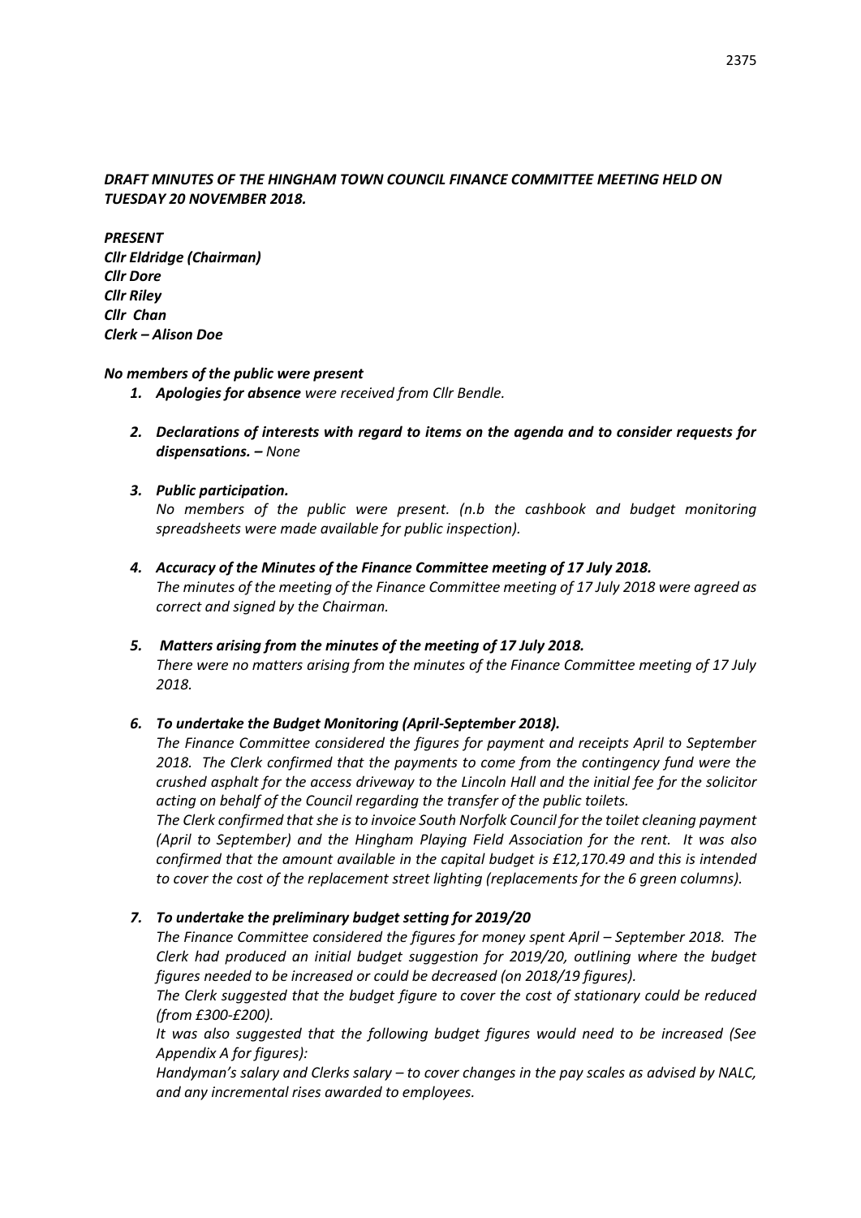***DRAFT MINUTES OF THE HINGHAM TOWN COUNCIL FINANCE COMMITTEE MEETING HELD ON TUESDAY 20 NOVEMBER 2018.***

***PRESENT***
***Cllr Eldridge (Chairman)***
***Cllr Dore***
***Cllr Riley***
***Cllr Chan***
***Clerk – Alison Doe***

***No members of the public were present***

1. ***Apologies for absence*** *were received from Cllr Bendle.*

2. ***Declarations of interests with regard to items on the agenda and to consider requests for dispensations. –*** *None*

3. ***Public participation.***
*No members of the public were present. (n.b the cashbook and budget monitoring spreadsheets were made available for public inspection).*

4. ***Accuracy of the Minutes of the Finance Committee meeting of 17 July 2018.***
*The minutes of the meeting of the Finance Committee meeting of 17 July 2018 were agreed as correct and signed by the Chairman.*

5. ***Matters arising from the minutes of the meeting of 17 July 2018.***
*There were no matters arising from the minutes of the Finance Committee meeting of 17 July 2018.*

6. ***To undertake the Budget Monitoring (April-September 2018).***
*The Finance Committee considered the figures for payment and receipts April to September 2018. The Clerk confirmed that the payments to come from the contingency fund were the crushed asphalt for the access driveway to the Lincoln Hall and the initial fee for the solicitor acting on behalf of the Council regarding the transfer of the public toilets.*
*The Clerk confirmed that she is to invoice South Norfolk Council for the toilet cleaning payment (April to September) and the Hingham Playing Field Association for the rent. It was also confirmed that the amount available in the capital budget is £12,170.49 and this is intended to cover the cost of the replacement street lighting (replacements for the 6 green columns).*

7. ***To undertake the preliminary budget setting for 2019/20***
*The Finance Committee considered the figures for money spent April – September 2018. The Clerk had produced an initial budget suggestion for 2019/20, outlining where the budget figures needed to be increased or could be decreased (on 2018/19 figures).*
*The Clerk suggested that the budget figure to cover the cost of stationary could be reduced (from £300-£200).*
*It was also suggested that the following budget figures would need to be increased (See Appendix A for figures):*
*Handyman's salary and Clerks salary – to cover changes in the pay scales as advised by NALC, and any incremental rises awarded to employees.*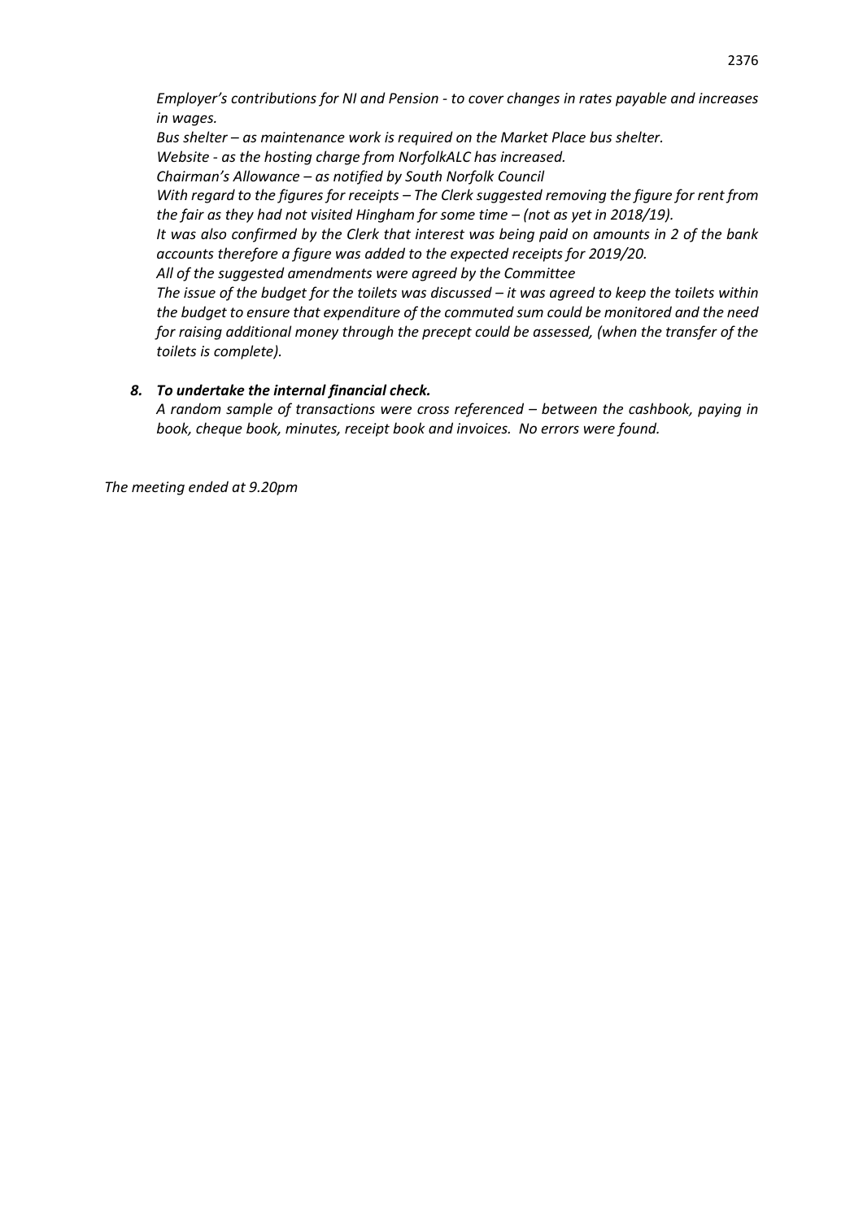*Employer's contributions for NI and Pension - to cover changes in rates payable and increases in wages.*

*Bus shelter – as maintenance work is required on the Market Place bus shelter.*

*Website - as the hosting charge from NorfolkALC has increased.*

*Chairman's Allowance – as notified by South Norfolk Council*

*With regard to the figures for receipts – The Clerk suggested removing the figure for rent from the fair as they had not visited Hingham for some time – (not as yet in 2018/19).*

*It was also confirmed by the Clerk that interest was being paid on amounts in 2 of the bank accounts therefore a figure was added to the expected receipts for 2019/20.*

*All of the suggested amendments were agreed by the Committee*

*The issue of the budget for the toilets was discussed – it was agreed to keep the toilets within the budget to ensure that expenditure of the commuted sum could be monitored and the need for raising additional money through the precept could be assessed, (when the transfer of the toilets is complete).*

***8. To undertake the internal financial check.***

*A random sample of transactions were cross referenced – between the cashbook, paying in book, cheque book, minutes, receipt book and invoices. No errors were found.*

*The meeting ended at 9.20pm*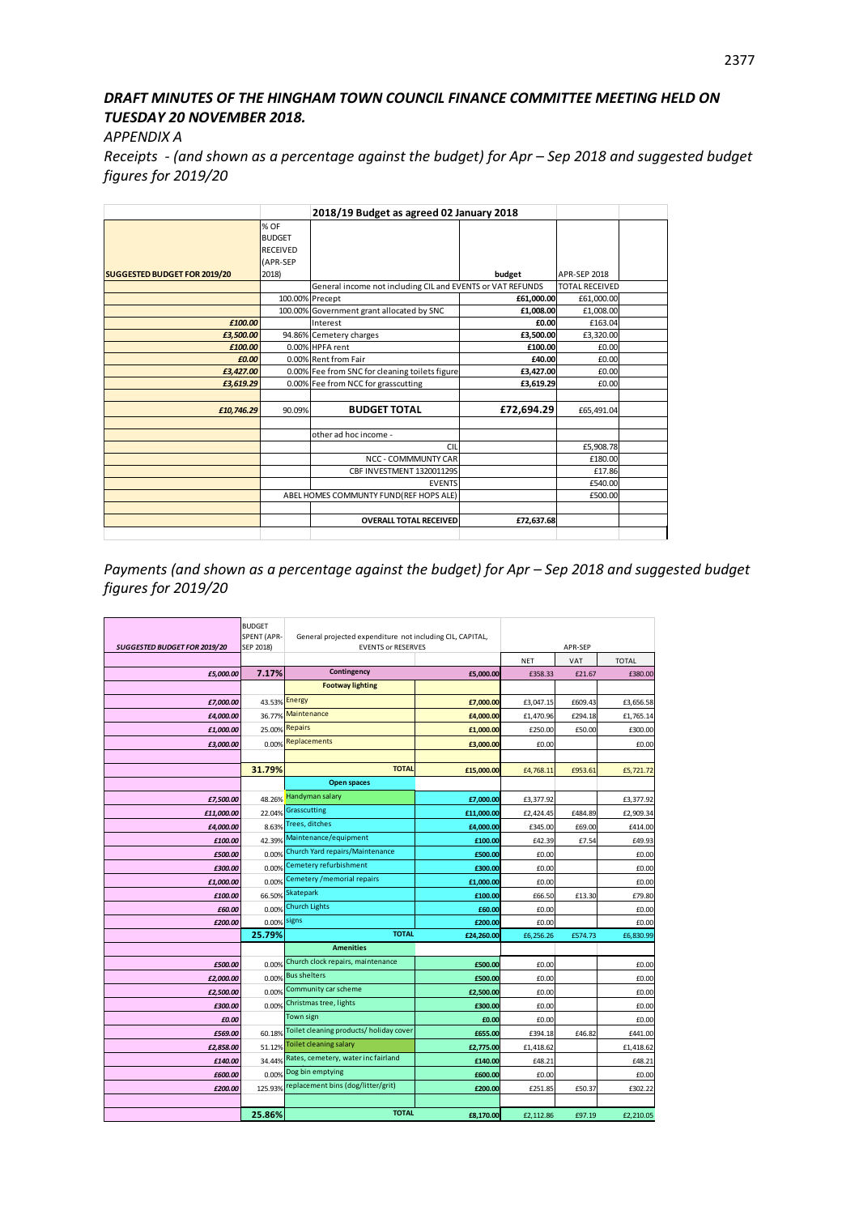## *DRAFT MINUTES OF THE HINGHAM TOWN COUNCIL FINANCE COMMITTEE MEETING HELD ON TUESDAY 20 NOVEMBER 2018.*

*APPENDIX A*

*Receipts - (and shown as a percentage against the budget) for Apr – Sep 2018 and suggested budget figures for 2019/20*

| | | 2018/19 Budget as agreed 02 January 2018 | | | |
|---|---|---|---|---|---|
| **SUGGESTED BUDGET FOR 2019/20** | % OF BUDGET RECEIVED (APR-SEP 2018) | | **budget** | APR-SEP 2018 | |
| | | General income not including CIL and EVENTS or VAT REFUNDS | | TOTAL RECEIVED | |
| | 100.00% | Precept | £61,000.00 | £61,000.00 | |
| | 100.00% | Government grant allocated by SNC | £1,008.00 | £1,008.00 | |
| *£100.00* | | Interest | £0.00 | £163.04 | |
| *£3,500.00* | 94.86% | Cemetery charges | £3,500.00 | £3,320.00 | |
| *£100.00* | 0.00% | HPFA rent | £100.00 | £0.00 | |
| *£0.00* | 0.00% | Rent from Fair | £40.00 | £0.00 | |
| *£3,427.00* | 0.00% | Fee from SNC for cleaning toilets figure | £3,427.00 | £0.00 | |
| *£3,619.29* | 0.00% | Fee from NCC for grasscutting | £3,619.29 | £0.00 | |
| | | | | | |
| *£10,746.29* | 90.09% | **BUDGET TOTAL** | **£72,694.29** | £65,491.04 | |
| | | | | | |
| | | other ad hoc income - | | | |
| | | CIL | | £5,908.78 | |
| | | NCC - COMMMUNTY CAR | | £180.00 | |
| | | CBF INVESTMENT 1320011295 | | £17.86 | |
| | | EVENTS | | £540.00 | |
| | | ABEL HOMES COMMUNTY FUND(REF HOPS ALE) | | £500.00 | |
| | | | | | |
| | | **OVERALL TOTAL RECEIVED** | **£72,637.68** | | |

*Payments (and shown as a percentage against the budget) for Apr – Sep 2018 and suggested budget figures for 2019/20*

| *SUGGESTED BUDGET FOR 2019/20* | BUDGET SPENT (APR-SEP 2018) | General projected expenditure not including CIL, CAPITAL, EVENTS or RESERVES | | APR-SEP | | |
|---|---|---|---|---|---|---|
| | | | | NET | VAT | TOTAL |
| *£5,000.00* | **7.17%** | **Contingency** | **£5,000.00** | £358.33 | £21.67 | £380.00 |
| | | **Footway lighting** | | | | |
| *£7,000.00* | 43.53% | Energy | **£7,000.00** | £3,047.15 | £609.43 | £3,656.58 |
| *£4,000.00* | 36.77% | Maintenance | **£4,000.00** | £1,470.96 | £294.18 | £1,765.14 |
| *£1,000.00* | 25.00% | Repairs | **£1,000.00** | £250.00 | £50.00 | £300.00 |
| *£3,000.00* | 0.00% | Replacements | **£3,000.00** | £0.00 | | £0.00 |
| | | | | | | |
| | **31.79%** | **TOTAL** | **£15,000.00** | £4,768.11 | £953.61 | £5,721.72 |
| | | **Open spaces** | | | | |
| *£7,500.00* | 48.26% | Handyman salary | **£7,000.00** | £3,377.92 | | £3,377.92 |
| *£11,000.00* | 22.04% | Grasscutting | **£11,000.00** | £2,424.45 | £484.89 | £2,909.34 |
| *£4,000.00* | 8.63% | Trees, ditches | **£4,000.00** | £345.00 | £69.00 | £414.00 |
| *£100.00* | 42.39% | Maintenance/equipment | **£100.00** | £42.39 | £7.54 | £49.93 |
| *£500.00* | 0.00% | Church Yard repairs/Maintenance | **£500.00** | £0.00 | | £0.00 |
| *£300.00* | 0.00% | Cemetery refurbishment | **£300.00** | £0.00 | | £0.00 |
| *£1,000.00* | 0.00% | Cemetery /memorial repairs | **£1,000.00** | £0.00 | | £0.00 |
| *£100.00* | 66.50% | Skatepark | **£100.00** | £66.50 | £13.30 | £79.80 |
| *£60.00* | 0.00% | Church Lights | **£60.00** | £0.00 | | £0.00 |
| *£200.00* | 0.00% | signs | **£200.00** | £0.00 | | £0.00 |
| | **25.79%** | **TOTAL** | **£24,260.00** | £6,256.26 | £574.73 | £6,830.99 |
| | | **Amenities** | | | | |
| *£500.00* | 0.00% | Church clock repairs, maintenance | **£500.00** | £0.00 | | £0.00 |
| *£2,000.00* | 0.00% | Bus shelters | **£500.00** | £0.00 | | £0.00 |
| *£2,500.00* | 0.00% | Community car scheme | **£2,500.00** | £0.00 | | £0.00 |
| *£300.00* | 0.00% | Christmas tree, lights | **£300.00** | £0.00 | | £0.00 |
| *£0.00* | | Town sign | **£0.00** | £0.00 | | £0.00 |
| *£569.00* | 60.18% | Toilet cleaning products/ holiday cover | **£655.00** | £394.18 | £46.82 | £441.00 |
| *£2,858.00* | 51.12% | Toilet cleaning salary | **£2,775.00** | £1,418.62 | | £1,418.62 |
| *£140.00* | 34.44% | Rates, cemetery, water inc fairland | **£140.00** | £48.21 | | £48.21 |
| *£600.00* | 0.00% | Dog bin emptying | **£600.00** | £0.00 | | £0.00 |
| *£200.00* | 125.93% | replacement bins (dog/litter/grit) | **£200.00** | £251.85 | £50.37 | £302.22 |
| | | | | | | |
| | **25.86%** | **TOTAL** | **£8,170.00** | £2,112.86 | £97.19 | £2,210.05 |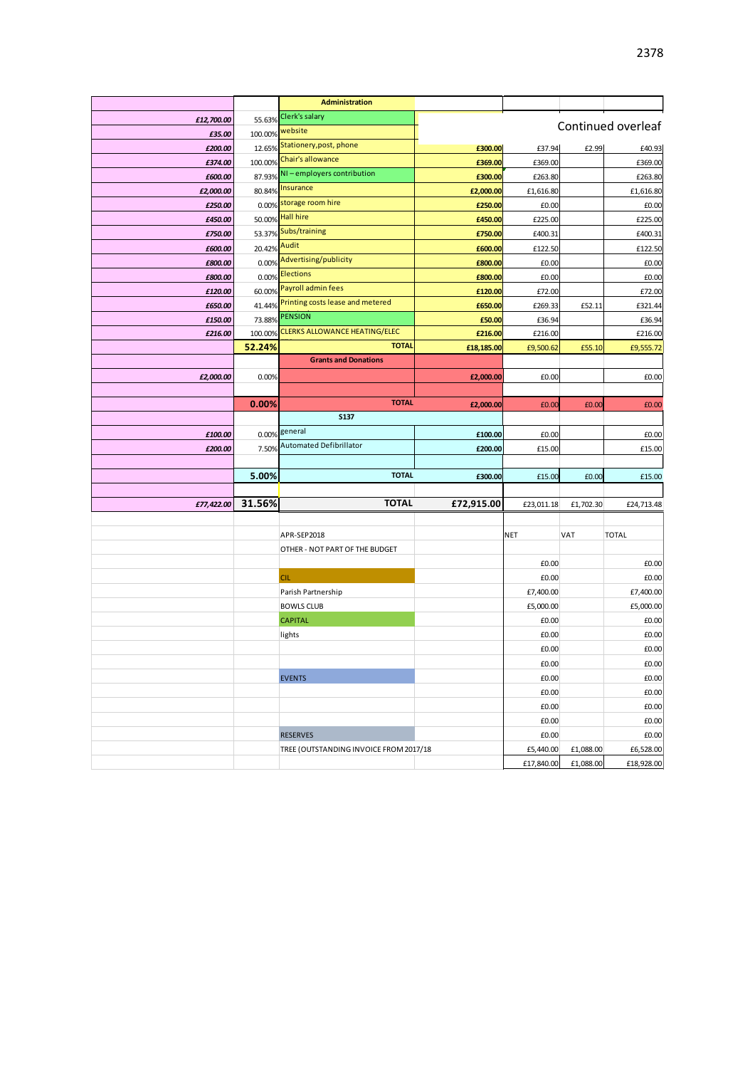| | | | | | | |
|---|---|---|---|---|---|---|
| | | **Administration** | | | | |
| *£12,700.00* | 55.63% | Clerk's salary | | Continued overleaf | | |
| *£35.00* | 100.00% | website | | | | |
| *£200.00* | 12.65% | Stationery,post, phone | **£300.00** | £37.94 | £2.99 | £40.93 |
| *£374.00* | 100.00% | Chair's allowance | **£369.00** | £369.00 | | £369.00 |
| *£600.00* | 87.93% | NI – employers contribution | **£300.00** | £263.80 | | £263.80 |
| *£2,000.00* | 80.84% | Insurance | **£2,000.00** | £1,616.80 | | £1,616.80 |
| *£250.00* | 0.00% | storage room hire | **£250.00** | £0.00 | | £0.00 |
| *£450.00* | 50.00% | Hall hire | **£450.00** | £225.00 | | £225.00 |
| *£750.00* | 53.37% | Subs/training | **£750.00** | £400.31 | | £400.31 |
| *£600.00* | 20.42% | Audit | **£600.00** | £122.50 | | £122.50 |
| *£800.00* | 0.00% | Advertising/publicity | **£800.00** | £0.00 | | £0.00 |
| *£800.00* | 0.00% | Elections | **£800.00** | £0.00 | | £0.00 |
| *£120.00* | 60.00% | Payroll admin fees | **£120.00** | £72.00 | | £72.00 |
| *£650.00* | 41.44% | Printing costs lease and metered | **£650.00** | £269.33 | £52.11 | £321.44 |
| *£150.00* | 73.88% | PENSION | **£50.00** | £36.94 | | £36.94 |
| *£216.00* | 100.00% | CLERKS ALLOWANCE HEATING/ELEC | **£216.00** | £216.00 | | £216.00 |
| | **52.24%** | **TOTAL** | **£18,185.00** | £9,500.62 | £55.10 | £9,555.72 |
| | | **Grants and Donations** | | | | |
| *£2,000.00* | 0.00% | | **£2,000.00** | £0.00 | | £0.00 |
| | | | | | | |
| | **0.00%** | **TOTAL** | **£2,000.00** | £0.00 | £0.00 | £0.00 |
| | | **S137** | | | | |
| *£100.00* | 0.00% | general | **£100.00** | £0.00 | | £0.00 |
| *£200.00* | 7.50% | Automated Defibrillator | **£200.00** | £15.00 | | £15.00 |
| | | | | | | |
| | **5.00%** | **TOTAL** | **£300.00** | £15.00 | £0.00 | £15.00 |
| | | | | | | |
| *£77,422.00* | **31.56%** | **TOTAL** | **£72,915.00** | £23,011.18 | £1,702.30 | £24,713.48 |
| | | | | | | |
| | | APR-SEP2018 | | NET | VAT | TOTAL |
| | | OTHER - NOT PART OF THE BUDGET | | | | |
| | | | | £0.00 | | £0.00 |
| | | CIL | | £0.00 | | £0.00 |
| | | Parish Partnership | | £7,400.00 | | £7,400.00 |
| | | BOWLS CLUB | | £5,000.00 | | £5,000.00 |
| | | CAPITAL | | £0.00 | | £0.00 |
| | | lights | | £0.00 | | £0.00 |
| | | | | £0.00 | | £0.00 |
| | | | | £0.00 | | £0.00 |
| | | EVENTS | | £0.00 | | £0.00 |
| | | | | £0.00 | | £0.00 |
| | | | | £0.00 | | £0.00 |
| | | | | £0.00 | | £0.00 |
| | | RESERVES | | £0.00 | | £0.00 |
| | | TREE (OUTSTANDING INVOICE FROM 2017/18 | | £5,440.00 | £1,088.00 | £6,528.00 |
| | | | | £17,840.00 | £1,088.00 | £18,928.00 |